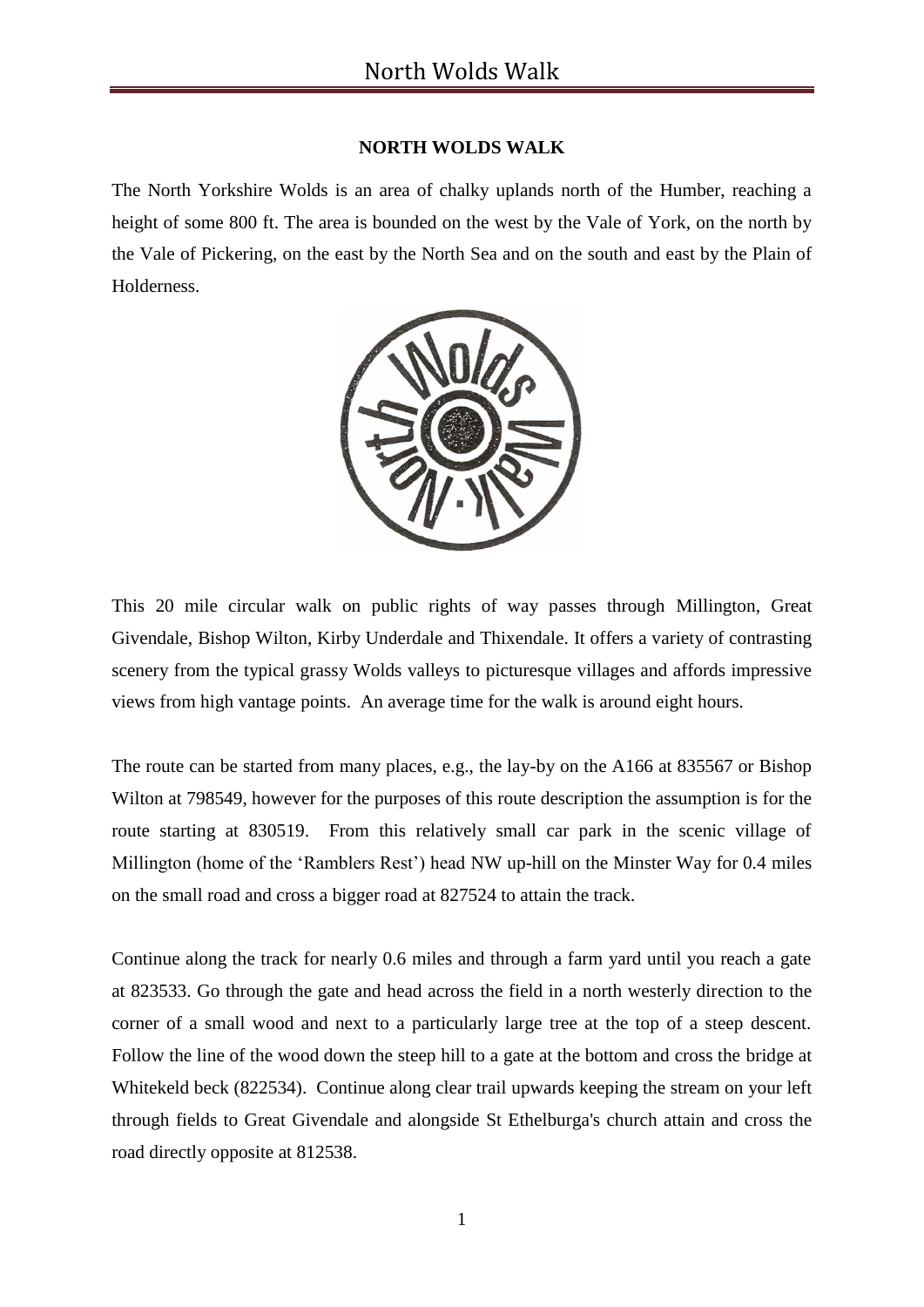## NORTH WOLDS WALK

The North Yorkshire Wolds is an area of chalky uplands north of the Humber, reaching a height of some 800 ft. The area is bounded on the west by the Vale of York, on the north by the Vale of Pickering, on the east by the North Sea and on the south and east by the Plain of Holderness.

This 20 mile circular walk on public rights of way passes through Millington, Great Givendale, Bishop Wilton, Kirby Underdale and Thixendale. It offers a variety of contrasting scenery from the typical grassy Wolds valleys to picturesque villages and affords impressive views from high vantage points. An average time for the walk is around eight hours.

The route can be started from many places, e.g., the lay-by on the A166 at 835567 or Bishop Wilton at 798549, however for the purposes of this route description the assumption is for the route starting at 830519. From this relatively small car park in the scenic village of Millington (home of the 'Ramblers Rest') head NW up-hill on the Minster Way for 0.4 miles on the small road and cross a bigger road at 827524 to attain the track.

Continue along the track for nearly 0.6 miles and through a farm yard until you reach a gate at 823533. Go through the gate and head across the field in a north westerly direction to the corner of a small wood and next to a particularly large tree at the top of a steep descent. Follow the line of the wood down the steep hill to a gate at the bottom and cross the bridge at Whitekeld beck (822534). Continue along clear trail upwards keeping the stream on your left through fields to Great Givendale and alongside St Ethelburga's church attain and cross the road directly opposite at 812538.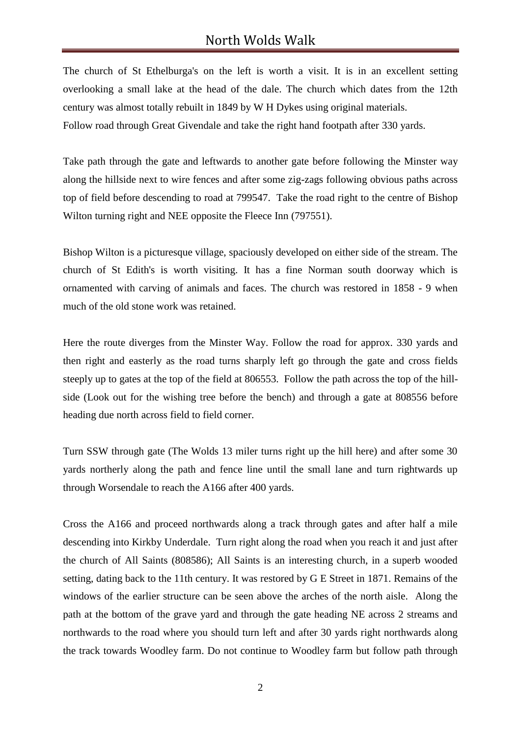The church of St Ethelburga's on the left is worth a visit. It is in an excellent setting overlooking a small lake at the head of the dale. The church which dates from the 12th century was almost totally rebuilt in 1849 by W H Dykes using original materials.
Follow road through Great Givendale and take the right hand footpath after 330 yards.

Take path through the gate and leftwards to another gate before following the Minster way along the hillside next to wire fences and after some zig-zags following obvious paths across top of field before descending to road at 799547. Take the road right to the centre of Bishop Wilton turning right and NEE opposite the Fleece Inn (797551).

Bishop Wilton is a picturesque village, spaciously developed on either side of the stream. The church of St Edith's is worth visiting. It has a fine Norman south doorway which is ornamented with carving of animals and faces. The church was restored in 1858 - 9 when much of the old stone work was retained.

Here the route diverges from the Minster Way. Follow the road for approx. 330 yards and then right and easterly as the road turns sharply left go through the gate and cross fields steeply up to gates at the top of the field at 806553. Follow the path across the top of the hill-side (Look out for the wishing tree before the bench) and through a gate at 808556 before heading due north across field to field corner.

Turn SSW through gate (The Wolds 13 miler turns right up the hill here) and after some 30 yards northerly along the path and fence line until the small lane and turn rightwards up through Worsendale to reach the A166 after 400 yards.

Cross the A166 and proceed northwards along a track through gates and after half a mile descending into Kirkby Underdale. Turn right along the road when you reach it and just after the church of All Saints (808586); All Saints is an interesting church, in a superb wooded setting, dating back to the 11th century. It was restored by G E Street in 1871. Remains of the windows of the earlier structure can be seen above the arches of the north aisle. Along the path at the bottom of the grave yard and through the gate heading NE across 2 streams and northwards to the road where you should turn left and after 30 yards right northwards along the track towards Woodley farm. Do not continue to Woodley farm but follow path through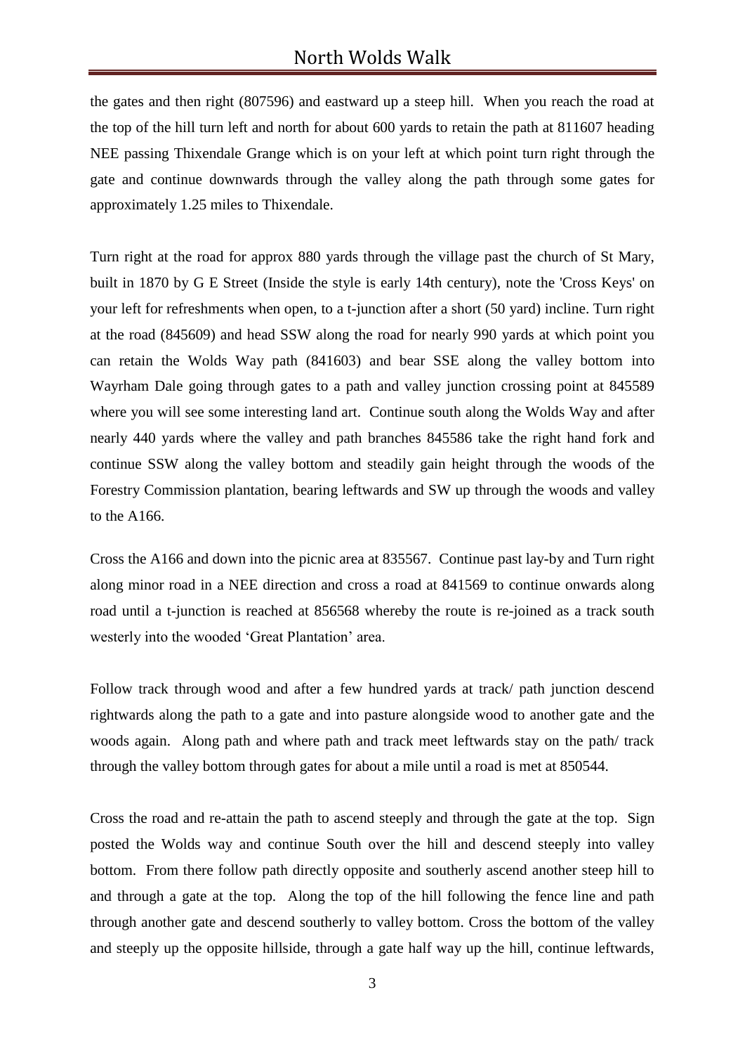the gates and then right (807596) and eastward up a steep hill. When you reach the road at the top of the hill turn left and north for about 600 yards to retain the path at 811607 heading NEE passing Thixendale Grange which is on your left at which point turn right through the gate and continue downwards through the valley along the path through some gates for approximately 1.25 miles to Thixendale.

Turn right at the road for approx 880 yards through the village past the church of St Mary, built in 1870 by G E Street (Inside the style is early 14th century), note the 'Cross Keys' on your left for refreshments when open, to a t-junction after a short (50 yard) incline. Turn right at the road (845609) and head SSW along the road for nearly 990 yards at which point you can retain the Wolds Way path (841603) and bear SSE along the valley bottom into Wayrham Dale going through gates to a path and valley junction crossing point at 845589 where you will see some interesting land art. Continue south along the Wolds Way and after nearly 440 yards where the valley and path branches 845586 take the right hand fork and continue SSW along the valley bottom and steadily gain height through the woods of the Forestry Commission plantation, bearing leftwards and SW up through the woods and valley to the A166.

Cross the A166 and down into the picnic area at 835567. Continue past lay-by and Turn right along minor road in a NEE direction and cross a road at 841569 to continue onwards along road until a t-junction is reached at 856568 whereby the route is re-joined as a track south westerly into the wooded 'Great Plantation' area.

Follow track through wood and after a few hundred yards at track/ path junction descend rightwards along the path to a gate and into pasture alongside wood to another gate and the woods again. Along path and where path and track meet leftwards stay on the path/ track through the valley bottom through gates for about a mile until a road is met at 850544.

Cross the road and re-attain the path to ascend steeply and through the gate at the top. Sign posted the Wolds way and continue South over the hill and descend steeply into valley bottom. From there follow path directly opposite and southerly ascend another steep hill to and through a gate at the top. Along the top of the hill following the fence line and path through another gate and descend southerly to valley bottom. Cross the bottom of the valley and steeply up the opposite hillside, through a gate half way up the hill, continue leftwards,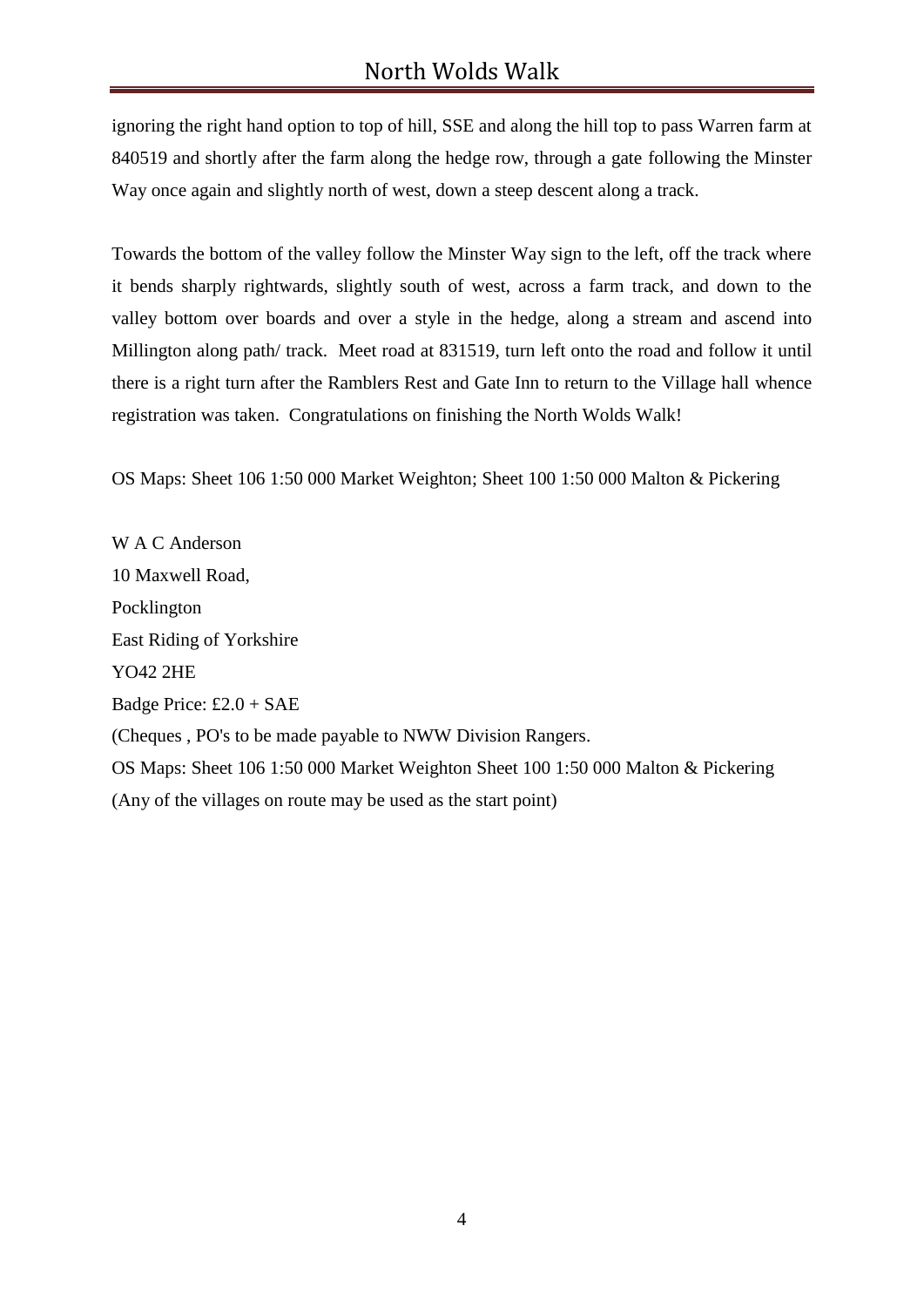ignoring the right hand option to top of hill, SSE and along the hill top to pass Warren farm at 840519 and shortly after the farm along the hedge row, through a gate following the Minster Way once again and slightly north of west, down a steep descent along a track.

Towards the bottom of the valley follow the Minster Way sign to the left, off the track where it bends sharply rightwards, slightly south of west, across a farm track, and down to the valley bottom over boards and over a style in the hedge, along a stream and ascend into Millington along path/ track. Meet road at 831519, turn left onto the road and follow it until there is a right turn after the Ramblers Rest and Gate Inn to return to the Village hall whence registration was taken. Congratulations on finishing the North Wolds Walk!

OS Maps: Sheet 106 1:50 000 Market Weighton; Sheet 100 1:50 000 Malton & Pickering

W A C Anderson
10 Maxwell Road,
Pocklington
East Riding of Yorkshire
YO42 2HE
Badge Price: £2.0 + SAE
(Cheques , PO's to be made payable to NWW Division Rangers.
OS Maps: Sheet 106 1:50 000 Market Weighton Sheet 100 1:50 000 Malton & Pickering
(Any of the villages on route may be used as the start point)